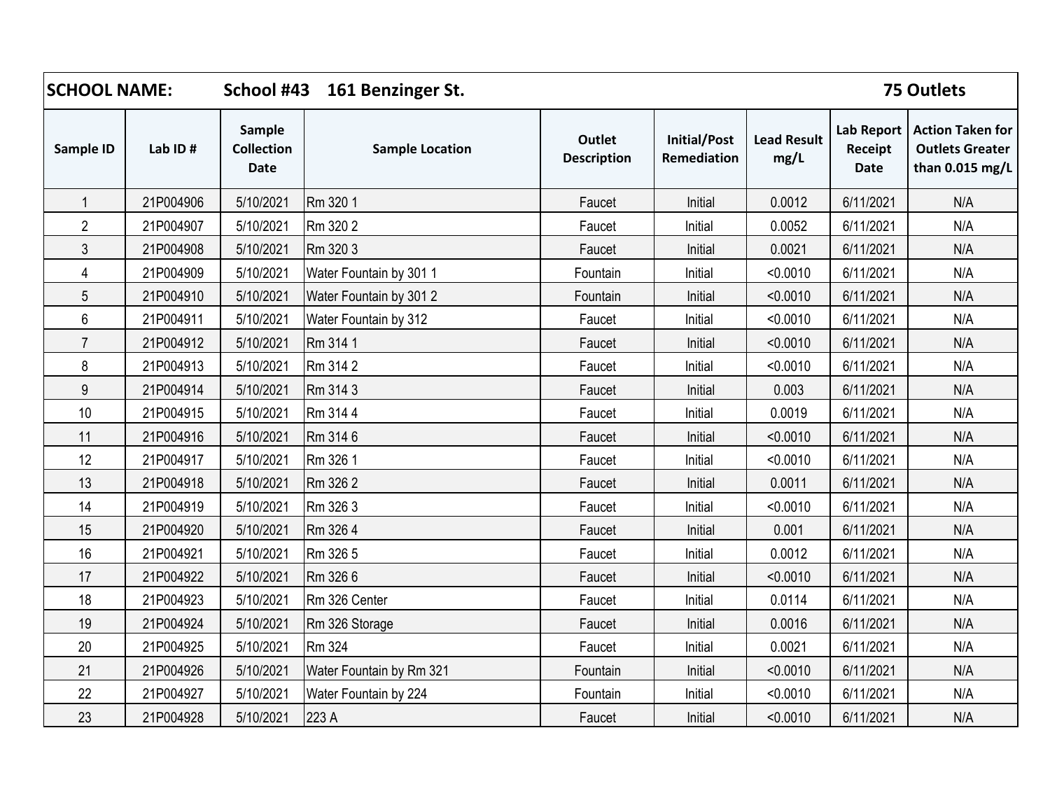| SCHOOL NAME: | School #43 161 Benzinger St. | | | | | | | 75 Outlets |
|---|---|---|---|---|---|---|---|---|
| Sample ID | Lab ID # | Sample Collection Date | Sample Location | Outlet Description | Initial/Post Remediation | Lead Result mg/L | Lab Report Receipt Date | Action Taken for Outlets Greater than 0.015 mg/L |
| 1 | 21P004906 | 5/10/2021 | Rm 320 1 | Faucet | Initial | 0.0012 | 6/11/2021 | N/A |
| 2 | 21P004907 | 5/10/2021 | Rm 320 2 | Faucet | Initial | 0.0052 | 6/11/2021 | N/A |
| 3 | 21P004908 | 5/10/2021 | Rm 320 3 | Faucet | Initial | 0.0021 | 6/11/2021 | N/A |
| 4 | 21P004909 | 5/10/2021 | Water Fountain by 301 1 | Fountain | Initial | <0.0010 | 6/11/2021 | N/A |
| 5 | 21P004910 | 5/10/2021 | Water Fountain by 301 2 | Fountain | Initial | <0.0010 | 6/11/2021 | N/A |
| 6 | 21P004911 | 5/10/2021 | Water Fountain by 312 | Faucet | Initial | <0.0010 | 6/11/2021 | N/A |
| 7 | 21P004912 | 5/10/2021 | Rm 314 1 | Faucet | Initial | <0.0010 | 6/11/2021 | N/A |
| 8 | 21P004913 | 5/10/2021 | Rm 314 2 | Faucet | Initial | <0.0010 | 6/11/2021 | N/A |
| 9 | 21P004914 | 5/10/2021 | Rm 314 3 | Faucet | Initial | 0.003 | 6/11/2021 | N/A |
| 10 | 21P004915 | 5/10/2021 | Rm 314 4 | Faucet | Initial | 0.0019 | 6/11/2021 | N/A |
| 11 | 21P004916 | 5/10/2021 | Rm 314 6 | Faucet | Initial | <0.0010 | 6/11/2021 | N/A |
| 12 | 21P004917 | 5/10/2021 | Rm 326 1 | Faucet | Initial | <0.0010 | 6/11/2021 | N/A |
| 13 | 21P004918 | 5/10/2021 | Rm 326 2 | Faucet | Initial | 0.0011 | 6/11/2021 | N/A |
| 14 | 21P004919 | 5/10/2021 | Rm 326 3 | Faucet | Initial | <0.0010 | 6/11/2021 | N/A |
| 15 | 21P004920 | 5/10/2021 | Rm 326 4 | Faucet | Initial | 0.001 | 6/11/2021 | N/A |
| 16 | 21P004921 | 5/10/2021 | Rm 326 5 | Faucet | Initial | 0.0012 | 6/11/2021 | N/A |
| 17 | 21P004922 | 5/10/2021 | Rm 326 6 | Faucet | Initial | <0.0010 | 6/11/2021 | N/A |
| 18 | 21P004923 | 5/10/2021 | Rm 326 Center | Faucet | Initial | 0.0114 | 6/11/2021 | N/A |
| 19 | 21P004924 | 5/10/2021 | Rm 326 Storage | Faucet | Initial | 0.0016 | 6/11/2021 | N/A |
| 20 | 21P004925 | 5/10/2021 | Rm 324 | Faucet | Initial | 0.0021 | 6/11/2021 | N/A |
| 21 | 21P004926 | 5/10/2021 | Water Fountain by Rm 321 | Fountain | Initial | <0.0010 | 6/11/2021 | N/A |
| 22 | 21P004927 | 5/10/2021 | Water Fountain by 224 | Fountain | Initial | <0.0010 | 6/11/2021 | N/A |
| 23 | 21P004928 | 5/10/2021 | 223 A | Faucet | Initial | <0.0010 | 6/11/2021 | N/A |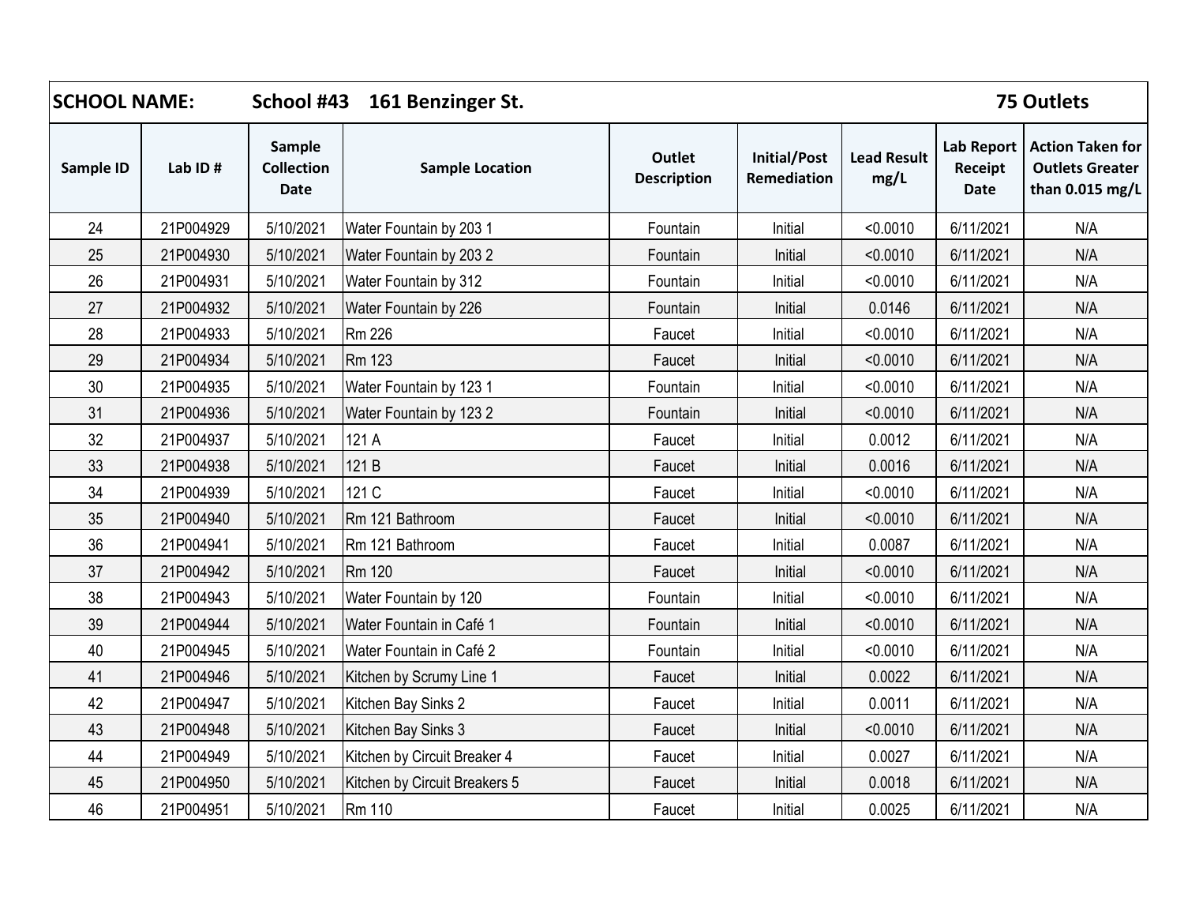| SCHOOL NAME: | School #43 161 Benzinger St. | | | | | | | 75 Outlets |
|---|---|---|---|---|---|---|---|---|
| **Sample ID** | **Lab ID #** | **Sample Collection Date** | **Sample Location** | **Outlet Description** | **Initial/Post Remediation** | **Lead Result mg/L** | **Lab Report Receipt Date** | **Action Taken for Outlets Greater than 0.015 mg/L** |
| 24 | 21P004929 | 5/10/2021 | Water Fountain by 203 1 | Fountain | Initial | <0.0010 | 6/11/2021 | N/A |
| 25 | 21P004930 | 5/10/2021 | Water Fountain by 203 2 | Fountain | Initial | <0.0010 | 6/11/2021 | N/A |
| 26 | 21P004931 | 5/10/2021 | Water Fountain by 312 | Fountain | Initial | <0.0010 | 6/11/2021 | N/A |
| 27 | 21P004932 | 5/10/2021 | Water Fountain by 226 | Fountain | Initial | 0.0146 | 6/11/2021 | N/A |
| 28 | 21P004933 | 5/10/2021 | Rm 226 | Faucet | Initial | <0.0010 | 6/11/2021 | N/A |
| 29 | 21P004934 | 5/10/2021 | Rm 123 | Faucet | Initial | <0.0010 | 6/11/2021 | N/A |
| 30 | 21P004935 | 5/10/2021 | Water Fountain by 123 1 | Fountain | Initial | <0.0010 | 6/11/2021 | N/A |
| 31 | 21P004936 | 5/10/2021 | Water Fountain by 123 2 | Fountain | Initial | <0.0010 | 6/11/2021 | N/A |
| 32 | 21P004937 | 5/10/2021 | 121 A | Faucet | Initial | 0.0012 | 6/11/2021 | N/A |
| 33 | 21P004938 | 5/10/2021 | 121 B | Faucet | Initial | 0.0016 | 6/11/2021 | N/A |
| 34 | 21P004939 | 5/10/2021 | 121 C | Faucet | Initial | <0.0010 | 6/11/2021 | N/A |
| 35 | 21P004940 | 5/10/2021 | Rm 121 Bathroom | Faucet | Initial | <0.0010 | 6/11/2021 | N/A |
| 36 | 21P004941 | 5/10/2021 | Rm 121 Bathroom | Faucet | Initial | 0.0087 | 6/11/2021 | N/A |
| 37 | 21P004942 | 5/10/2021 | Rm 120 | Faucet | Initial | <0.0010 | 6/11/2021 | N/A |
| 38 | 21P004943 | 5/10/2021 | Water Fountain by 120 | Fountain | Initial | <0.0010 | 6/11/2021 | N/A |
| 39 | 21P004944 | 5/10/2021 | Water Fountain in Café 1 | Fountain | Initial | <0.0010 | 6/11/2021 | N/A |
| 40 | 21P004945 | 5/10/2021 | Water Fountain in Café 2 | Fountain | Initial | <0.0010 | 6/11/2021 | N/A |
| 41 | 21P004946 | 5/10/2021 | Kitchen by Scrumy Line 1 | Faucet | Initial | 0.0022 | 6/11/2021 | N/A |
| 42 | 21P004947 | 5/10/2021 | Kitchen Bay Sinks 2 | Faucet | Initial | 0.0011 | 6/11/2021 | N/A |
| 43 | 21P004948 | 5/10/2021 | Kitchen Bay Sinks 3 | Faucet | Initial | <0.0010 | 6/11/2021 | N/A |
| 44 | 21P004949 | 5/10/2021 | Kitchen by Circuit Breaker 4 | Faucet | Initial | 0.0027 | 6/11/2021 | N/A |
| 45 | 21P004950 | 5/10/2021 | Kitchen by Circuit Breakers 5 | Faucet | Initial | 0.0018 | 6/11/2021 | N/A |
| 46 | 21P004951 | 5/10/2021 | Rm 110 | Faucet | Initial | 0.0025 | 6/11/2021 | N/A |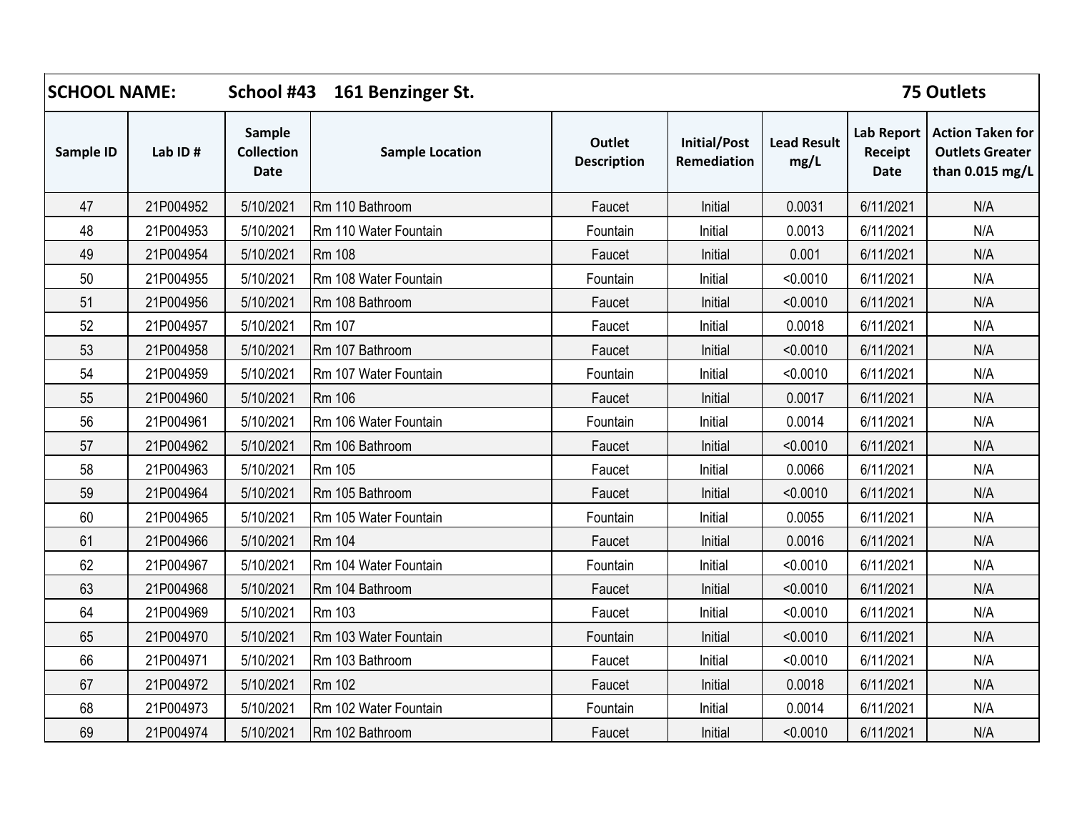| SCHOOL NAME: | School #43 161 Benzinger St. | | | | | | | 75 Outlets |
|---|---|---|---|---|---|---|---|---|
| Sample ID | Lab ID # | Sample Collection Date | Sample Location | Outlet Description | Initial/Post Remediation | Lead Result mg/L | Lab Report Receipt Date | Action Taken for Outlets Greater than 0.015 mg/L |
| 47 | 21P004952 | 5/10/2021 | Rm 110 Bathroom | Faucet | Initial | 0.0031 | 6/11/2021 | N/A |
| 48 | 21P004953 | 5/10/2021 | Rm 110 Water Fountain | Fountain | Initial | 0.0013 | 6/11/2021 | N/A |
| 49 | 21P004954 | 5/10/2021 | Rm 108 | Faucet | Initial | 0.001 | 6/11/2021 | N/A |
| 50 | 21P004955 | 5/10/2021 | Rm 108 Water Fountain | Fountain | Initial | <0.0010 | 6/11/2021 | N/A |
| 51 | 21P004956 | 5/10/2021 | Rm 108 Bathroom | Faucet | Initial | <0.0010 | 6/11/2021 | N/A |
| 52 | 21P004957 | 5/10/2021 | Rm 107 | Faucet | Initial | 0.0018 | 6/11/2021 | N/A |
| 53 | 21P004958 | 5/10/2021 | Rm 107 Bathroom | Faucet | Initial | <0.0010 | 6/11/2021 | N/A |
| 54 | 21P004959 | 5/10/2021 | Rm 107 Water Fountain | Fountain | Initial | <0.0010 | 6/11/2021 | N/A |
| 55 | 21P004960 | 5/10/2021 | Rm 106 | Faucet | Initial | 0.0017 | 6/11/2021 | N/A |
| 56 | 21P004961 | 5/10/2021 | Rm 106 Water Fountain | Fountain | Initial | 0.0014 | 6/11/2021 | N/A |
| 57 | 21P004962 | 5/10/2021 | Rm 106 Bathroom | Faucet | Initial | <0.0010 | 6/11/2021 | N/A |
| 58 | 21P004963 | 5/10/2021 | Rm 105 | Faucet | Initial | 0.0066 | 6/11/2021 | N/A |
| 59 | 21P004964 | 5/10/2021 | Rm 105 Bathroom | Faucet | Initial | <0.0010 | 6/11/2021 | N/A |
| 60 | 21P004965 | 5/10/2021 | Rm 105 Water Fountain | Fountain | Initial | 0.0055 | 6/11/2021 | N/A |
| 61 | 21P004966 | 5/10/2021 | Rm 104 | Faucet | Initial | 0.0016 | 6/11/2021 | N/A |
| 62 | 21P004967 | 5/10/2021 | Rm 104 Water Fountain | Fountain | Initial | <0.0010 | 6/11/2021 | N/A |
| 63 | 21P004968 | 5/10/2021 | Rm 104 Bathroom | Faucet | Initial | <0.0010 | 6/11/2021 | N/A |
| 64 | 21P004969 | 5/10/2021 | Rm 103 | Faucet | Initial | <0.0010 | 6/11/2021 | N/A |
| 65 | 21P004970 | 5/10/2021 | Rm 103 Water Fountain | Fountain | Initial | <0.0010 | 6/11/2021 | N/A |
| 66 | 21P004971 | 5/10/2021 | Rm 103 Bathroom | Faucet | Initial | <0.0010 | 6/11/2021 | N/A |
| 67 | 21P004972 | 5/10/2021 | Rm 102 | Faucet | Initial | 0.0018 | 6/11/2021 | N/A |
| 68 | 21P004973 | 5/10/2021 | Rm 102 Water Fountain | Fountain | Initial | 0.0014 | 6/11/2021 | N/A |
| 69 | 21P004974 | 5/10/2021 | Rm 102 Bathroom | Faucet | Initial | <0.0010 | 6/11/2021 | N/A |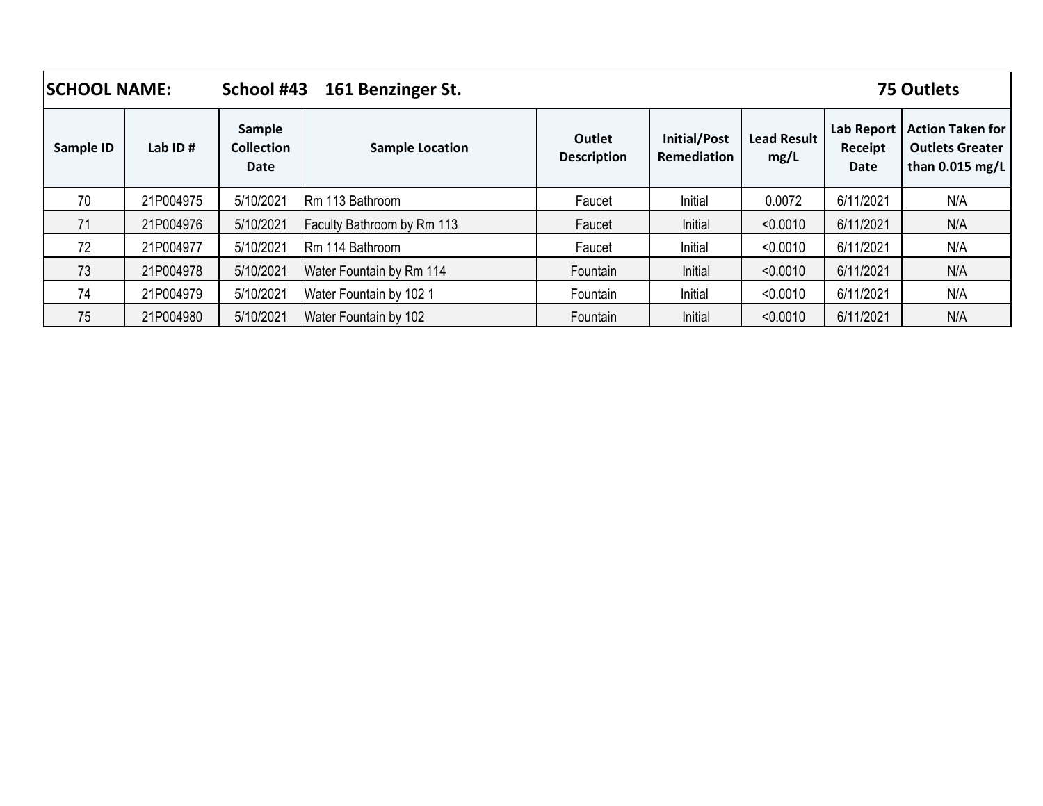| SCHOOL NAME: | School #43 161 Benzinger St. | | | | | | | 75 Outlets |
|---|---|---|---|---|---|---|---|---|
| **Sample ID** | **Lab ID #** | **Sample Collection Date** | **Sample Location** | **Outlet Description** | **Initial/Post Remediation** | **Lead Result mg/L** | **Lab Report Receipt Date** | **Action Taken for Outlets Greater than 0.015 mg/L** |
| 70 | 21P004975 | 5/10/2021 | Rm 113 Bathroom | Faucet | Initial | 0.0072 | 6/11/2021 | N/A |
| 71 | 21P004976 | 5/10/2021 | Faculty Bathroom by Rm 113 | Faucet | Initial | <0.0010 | 6/11/2021 | N/A |
| 72 | 21P004977 | 5/10/2021 | Rm 114 Bathroom | Faucet | Initial | <0.0010 | 6/11/2021 | N/A |
| 73 | 21P004978 | 5/10/2021 | Water Fountain by Rm 114 | Fountain | Initial | <0.0010 | 6/11/2021 | N/A |
| 74 | 21P004979 | 5/10/2021 | Water Fountain by 102 1 | Fountain | Initial | <0.0010 | 6/11/2021 | N/A |
| 75 | 21P004980 | 5/10/2021 | Water Fountain by 102 | Fountain | Initial | <0.0010 | 6/11/2021 | N/A |